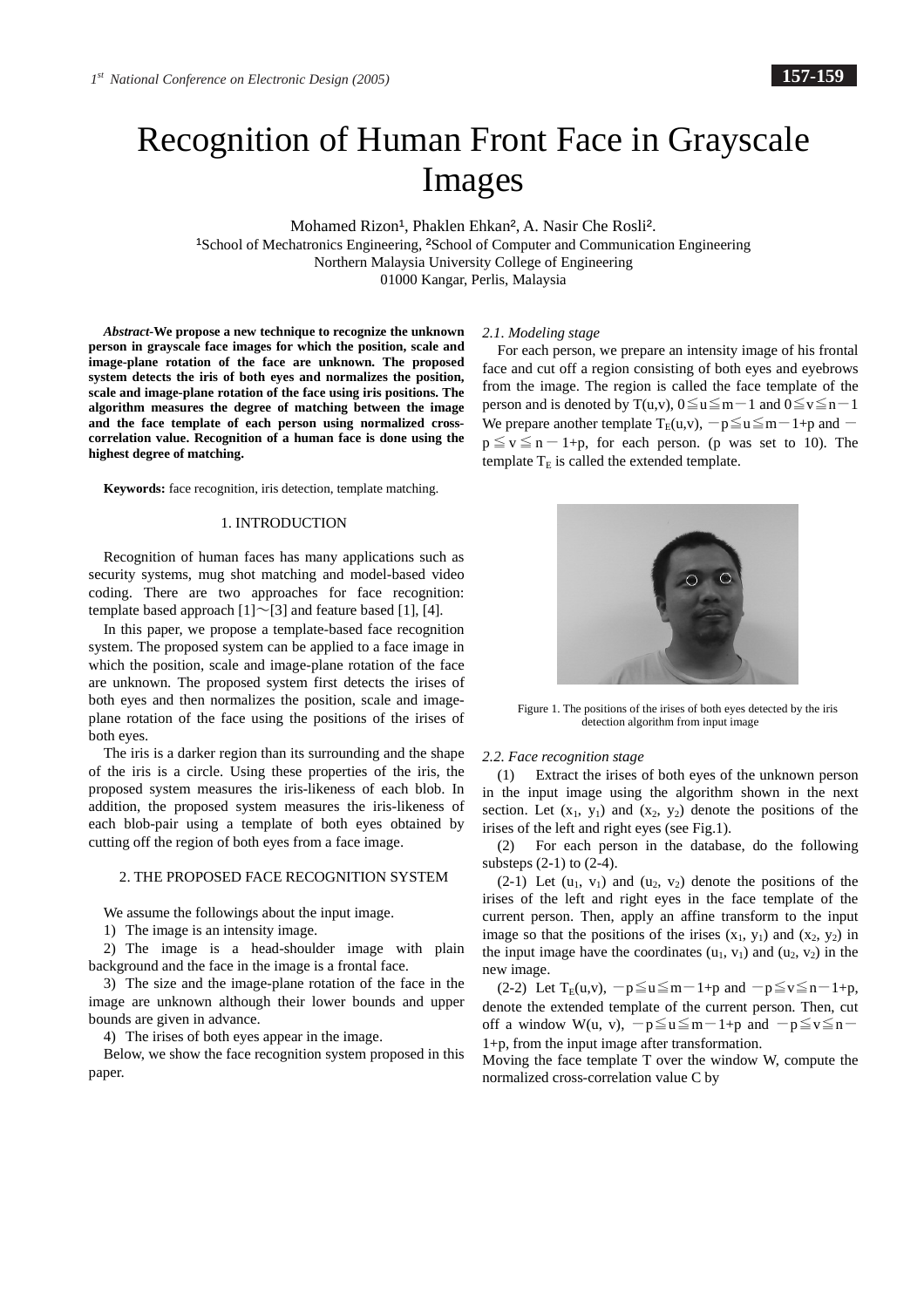# Recognition of Human Front Face in Grayscale Images

Mohamed Rizon[1], Phaklen Ehkan[2], A. Nasir Che Rosli[2].
[1]School of Mechatronics Engineering, [2]School of Computer and Communication Engineering
Northern Malaysia University College of Engineering
01000 Kangar, Perlis, Malaysia

***Abstract*-We propose a new technique to recognize the unknown person in grayscale face images for which the position, scale and image-plane rotation of the face are unknown. The proposed system detects the iris of both eyes and normalizes the position, scale and image-plane rotation of the face using iris positions. The algorithm measures the degree of matching between the image and the face template of each person using normalized cross-correlation value. Recognition of a human face is done using the highest degree of matching.**

**Keywords:** face recognition, iris detection, template matching.

## 1. INTRODUCTION

Recognition of human faces has many applications such as security systems, mug shot matching and model-based video coding. There are two approaches for face recognition: template based approach [1]～[3] and feature based [1], [4].

In this paper, we propose a template-based face recognition system. The proposed system can be applied to a face image in which the position, scale and image-plane rotation of the face are unknown. The proposed system first detects the irises of both eyes and then normalizes the position, scale and image-plane rotation of the face using the positions of the irises of both eyes.

The iris is a darker region than its surrounding and the shape of the iris is a circle. Using these properties of the iris, the proposed system measures the iris-likeness of each blob. In addition, the proposed system measures the iris-likeness of each blob-pair using a template of both eyes obtained by cutting off the region of both eyes from a face image.

## 2. THE PROPOSED FACE RECOGNITION SYSTEM

We assume the followings about the input image.

1) The image is an intensity image.

2) The image is a head-shoulder image with plain background and the face in the image is a frontal face.

3) The size and the image-plane rotation of the face in the image are unknown although their lower bounds and upper bounds are given in advance.

4) The irises of both eyes appear in the image.

Below, we show the face recognition system proposed in this paper.

### *2.1. Modeling stage*

For each person, we prepare an intensity image of his frontal face and cut off a region consisting of both eyes and eyebrows from the image. The region is called the face template of the person and is denoted by $T(u,v)$, $0 \leqq u \leqq m-1$ and $0 \leqq v \leqq n-1$ We prepare another template $T_E(u,v)$, $-p \leqq u \leqq m-1+p$ and $-p \leqq v \leqq n-1+p$, for each person. (p was set to 10). The template $T_E$ is called the extended template.

Figure 1. The positions of the irises of both eyes detected by the iris detection algorithm from input image

### *2.2. Face recognition stage*

(1) Extract the irises of both eyes of the unknown person in the input image using the algorithm shown in the next section. Let $(x_1, y_1)$ and $(x_2, y_2)$ denote the positions of the irises of the left and right eyes (see Fig.1).

(2) For each person in the database, do the following substeps (2-1) to (2-4).

(2-1) Let $(u_1, v_1)$ and $(u_2, v_2)$ denote the positions of the irises of the left and right eyes in the face template of the current person. Then, apply an affine transform to the input image so that the positions of the irises $(x_1, y_1)$ and $(x_2, y_2)$ in the input image have the coordinates $(u_1, v_1)$ and $(u_2, v_2)$ in the new image.

(2-2) Let $T_E(u,v)$, $-p \leqq u \leqq m-1+p$ and $-p \leqq v \leqq n-1+p$, denote the extended template of the current person. Then, cut off a window $W(u, v)$, $-p \leqq u \leqq m-1+p$ and $-p \leqq v \leqq n-1+p$, from the input image after transformation.
Moving the face template T over the window W, compute the normalized cross-correlation value C by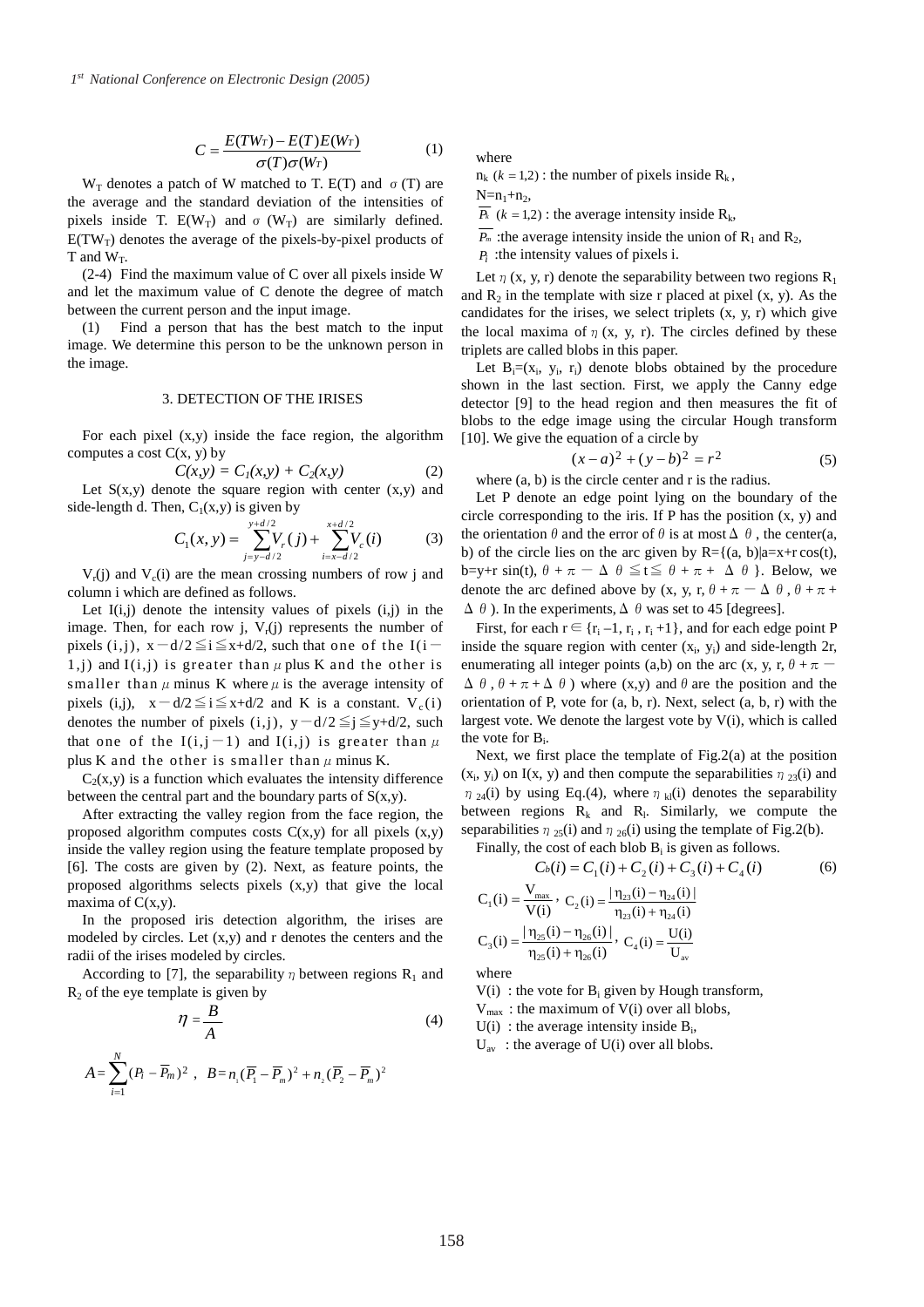$$C = \frac{E(TW_T) - E(T)E(W_T)}{\sigma(T)\sigma(W_T)} \tag{1}$$

$W_T$ denotes a patch of W matched to T. E(T) and $\sigma$ (T) are the average and the standard deviation of the intensities of pixels inside T. $E(W_T)$ and $\sigma$ ($W_T$) are similarly defined. $E(TW_T)$ denotes the average of the pixels-by-pixel products of T and $W_T$.

(2-4) Find the maximum value of C over all pixels inside W and let the maximum value of C denote the degree of match between the current person and the input image.

(1) Find a person that has the best match to the input image. We determine this person to be the unknown person in the image.

### 3. DETECTION OF THE IRISES

For each pixel (x,y) inside the face region, the algorithm computes a cost C(x, y) by

$$C(x,y) = C_1(x,y) + C_2(x,y) \tag{2}$$

Let S(x,y) denote the square region with center (x,y) and side-length d. Then, $C_1(x,y)$ is given by

$$C_1(x,y) = \sum_{j=y-d/2}^{y+d/2} V_r(j) + \sum_{i=x-d/2}^{x+d/2} V_c(i) \tag{3}$$

$V_r(j)$ and $V_c(i)$ are the mean crossing numbers of row j and column i which are defined as follows.

Let I(i,j) denote the intensity values of pixels (i,j) in the image. Then, for each row j, $V_r(j)$ represents the number of pixels (i,j), $x-d/2 \leqq i \leqq x+d/2$, such that one of the I(i－1,j) and I(i,j) is greater than $\mu$ plus K and the other is smaller than $\mu$ minus K where $\mu$ is the average intensity of pixels (i,j), $x-d/2 \leqq i \leqq x+d/2$ and K is a constant. $V_c(i)$ denotes the number of pixels (i,j), $y-d/2 \leqq j \leqq y+d/2$, such that one of the I(i,j－1) and I(i,j) is greater than $\mu$ plus K and the other is smaller than $\mu$ minus K.

$C_2(x,y)$ is a function which evaluates the intensity difference between the central part and the boundary parts of S(x,y).

After extracting the valley region from the face region, the proposed algorithm computes costs C(x,y) for all pixels (x,y) inside the valley region using the feature template proposed by [6]. The costs are given by (2). Next, as feature points, the proposed algorithms selects pixels (x,y) that give the local maxima of C(x,y).

In the proposed iris detection algorithm, the irises are modeled by circles. Let (x,y) and r denotes the centers and the radii of the irises modeled by circles.

According to [7], the separability $\eta$ between regions $R_1$ and $R_2$ of the eye template is given by

$$\eta = \frac{B}{A} \tag{4}$$

$$A = \sum_{i=1}^{N} (P_i - \overline{P}_m)^2 \;, \quad B = n_1(\overline{P}_1 - \overline{P}_m)^2 + n_2(\overline{P}_2 - \overline{P}_m)^2$$

where

$n_k$ $(k = 1,2)$ : the number of pixels inside $R_k$,

$N = n_1 + n_2$,

$\overline{P_k}$ $(k = 1,2)$ : the average intensity inside $R_k$,

$\overline{P_m}$ : the average intensity inside the union of $R_1$ and $R_2$,

$P_i$ : the intensity values of pixels i.

Let $\eta$ (x, y, r) denote the separability between two regions $R_1$ and $R_2$ in the template with size r placed at pixel (x, y). As the candidates for the irises, we select triplets (x, y, r) which give the local maxima of $\eta$ (x, y, r). The circles defined by these triplets are called blobs in this paper.

Let $B_i = (x_i, y_i, r_i)$ denote blobs obtained by the procedure shown in the last section. First, we apply the Canny edge detector [9] to the head region and then measures the fit of blobs to the edge image using the circular Hough transform [10]. We give the equation of a circle by

$$(x-a)^2 + (y-b)^2 = r^2 \tag{5}$$

where (a, b) is the circle center and r is the radius.

Let P denote an edge point lying on the boundary of the circle corresponding to the iris. If P has the position (x, y) and the orientation $\theta$ and the error of $\theta$ is at most $\Delta\theta$, the center(a, b) of the circle lies on the arc given by R={(a, b)|a=x+r cos(t), b=y+r sin(t), $\theta + \pi - \Delta\theta \leqq t \leqq \theta + \pi + \Delta\theta$ }. Below, we denote the arc defined above by (x, y, r, $\theta + \pi - \Delta\theta$, $\theta + \pi + \Delta\theta$). In the experiments, $\Delta\theta$ was set to 45 [degrees].

First, for each $r \in \{r_i - 1, r_i, r_i + 1\}$, and for each edge point P inside the square region with center $(x_i, y_i)$ and side-length 2r, enumerating all integer points (a,b) on the arc (x, y, r, $\theta + \pi - \Delta\theta$, $\theta + \pi + \Delta\theta$) where (x,y) and $\theta$ are the position and the orientation of P, vote for (a, b, r). Next, select (a, b, r) with the largest vote. We denote the largest vote by V(i), which is called the vote for $B_i$.

Next, we first place the template of Fig.2(a) at the position $(x_i, y_i)$ on I(x, y) and then compute the separabilities $\eta_{23}(i)$ and $\eta_{24}(i)$ by using Eq.(4), where $\eta_{kl}(i)$ denotes the separability between regions $R_k$ and $R_l$. Similarly, we compute the separabilities $\eta_{25}(i)$ and $\eta_{26}(i)$ using the template of Fig.2(b).

Finally, the cost of each blob $B_i$ is given as follows.

$$C_b(i) = C_1(i) + C_2(i) + C_3(i) + C_4(i) \tag{6}$$

$$C_1(i) = \frac{V_{max}}{V(i)}, \quad C_2(i) = \frac{|\eta_{23}(i) - \eta_{24}(i)|}{\eta_{23}(i) + \eta_{24}(i)}$$

$$C_3(i) = \frac{|\eta_{25}(i) - \eta_{26}(i)|}{\eta_{25}(i) + \eta_{26}(i)}, \quad C_4(i) = \frac{U(i)}{U_{av}}$$

where

V(i) : the vote for $B_i$ given by Hough transform,

$V_{max}$ : the maximum of V(i) over all blobs,

U(i) : the average intensity inside $B_i$,

$U_{av}$ : the average of U(i) over all blobs.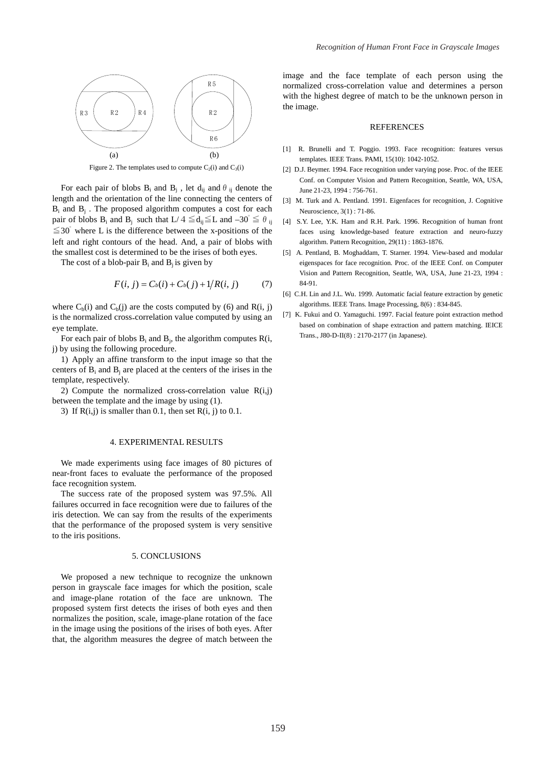R5

R3 R2 R4

R2

R6

(a) (b)

Figure 2. The templates used to compute $C_2(i)$ and $C_3(i)$

For each pair of blobs $B_i$ and $B_j$, let $d_{ij}$ and $\theta_{ij}$ denote the length and the orientation of the line connecting the centers of $B_i$ and $B_j$. The proposed algorithm computes a cost for each pair of blobs $B_i$ and $B_j$ such that $L/4 \leq d_{ij} \leq L$ and $-30^{\circ} \leq \theta_{ij} \leq 30^{\circ}$ where L is the difference between the x-positions of the left and right contours of the head. And, a pair of blobs with the smallest cost is determined to be the irises of both eyes.

The cost of a blob-pair $B_i$ and $B_j$ is given by

$$F(i, j) = C_b(i) + C_b(j) + 1/R(i, j) \qquad (7)$$

where $C_b(i)$ and $C_b(j)$ are the costs computed by (6) and R(i, j) is the normalized cross-correlation value computed by using an eye template.

For each pair of blobs $B_i$ and $B_j$, the algorithm computes R(i, j) by using the following procedure.

1) Apply an affine transform to the input image so that the centers of $B_i$ and $B_j$ are placed at the centers of the irises in the template, respectively.

2) Compute the normalized cross-correlation value R(i,j) between the template and the image by using (1).

3) If R(i,j) is smaller than 0.1, then set R(i, j) to 0.1.

## 4. EXPERIMENTAL RESULTS

We made experiments using face images of 80 pictures of near-front faces to evaluate the performance of the proposed face recognition system.

The success rate of the proposed system was 97.5%. All failures occurred in face recognition were due to failures of the iris detection. We can say from the results of the experiments that the performance of the proposed system is very sensitive to the iris positions.

## 5. CONCLUSIONS

We proposed a new technique to recognize the unknown person in grayscale face images for which the position, scale and image-plane rotation of the face are unknown. The proposed system first detects the irises of both eyes and then normalizes the position, scale, image-plane rotation of the face in the image using the positions of the irises of both eyes. After that, the algorithm measures the degree of match between the image and the face template of each person using the normalized cross-correlation value and determines a person with the highest degree of match to be the unknown person in the image.

## REFERENCES

[1] R. Brunelli and T. Poggio. 1993. Face recognition: features versus templates. IEEE Trans. PAMI, 15(10): 1042-1052.

[2] D.J. Beymer. 1994. Face recognition under varying pose. Proc. of the IEEE Conf. on Computer Vision and Pattern Recognition, Seattle, WA, USA, June 21-23, 1994 : 756-761.

[3] M. Turk and A. Pentland. 1991. Eigenfaces for recognition, J. Cognitive Neuroscience, 3(1) : 71-86.

[4] S.Y. Lee, Y.K. Ham and R.H. Park. 1996. Recognition of human front faces using knowledge-based feature extraction and neuro-fuzzy algorithm. Pattern Recognition, 29(11) : 1863-1876.

[5] A. Pentland, B. Moghaddam, T. Starner. 1994. View-based and modular eigenspaces for face recognition. Proc. of the IEEE Conf. on Computer Vision and Pattern Recognition, Seattle, WA, USA, June 21-23, 1994 : 84-91.

[6] C.H. Lin and J.L. Wu. 1999. Automatic facial feature extraction by genetic algorithms. IEEE Trans. Image Processing, 8(6) : 834-845.

[7] K. Fukui and O. Yamaguchi. 1997. Facial feature point extraction method based on combination of shape extraction and pattern matching. IEICE Trans., J80-D-II(8) : 2170-2177 (in Japanese).